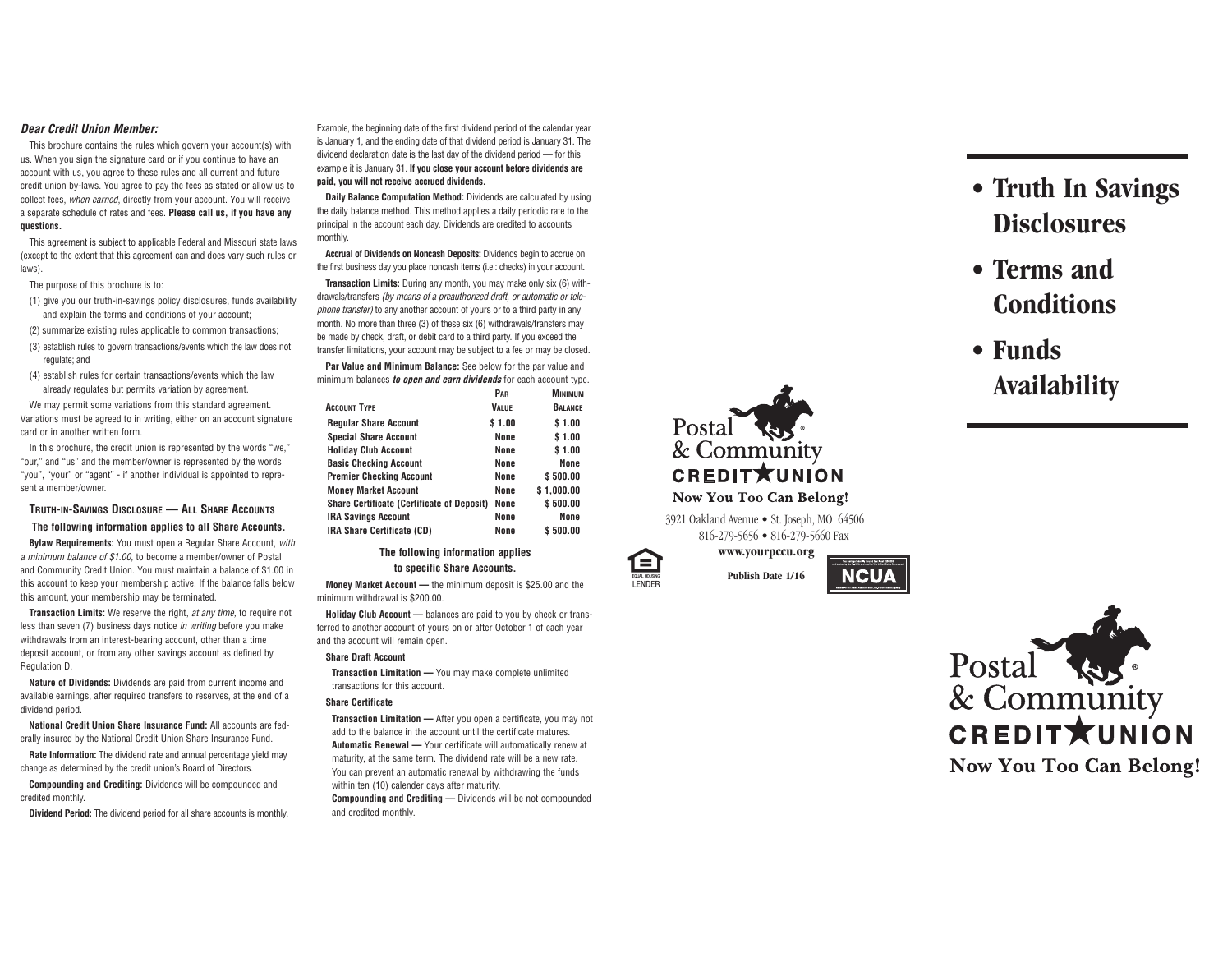### *Dear Credit Union Member:*

This brochure contains the rules which govern your account(s) with us. When you sign the signature card or if you continue to have an account with us, you agree to these rules and all current and future credit union by-laws. You agree to pay the fees as stated or allow us to collect fees, *when earned*, directly from your account. You will receive a separate schedule of rates and fees. **Please call us, if you have any questions.**

This agreement is subject to applicable Federal and Missouri state laws (except to the extent that this agreement can and does vary such rules or laws).

The purpose of this brochure is to:

(1) give you our truth-in-savings policy disclosures, funds availability and explain the terms and conditions of your account;

(2) summarize existing rules applicable to common transactions;

(3) establish rules to govern transactions/events which the law does not regulate; and

(4) establish rules for certain transactions/events which the law already regulates but permits variation by agreement.

We may permit some variations from this standard agreement. Variations must be agreed to in writing, either on an account signature card or in another written form.

In this brochure, the credit union is represented by the words "we," "our," and "us" and the member/owner is represented by the words "you", "your" or "agent" - if another individual is appointed to represent a member/owner.

## Truth-in-Savings Disclosure — All Share Accounts

**The following information applies to all Share Accounts.**

**Bylaw Requirements:** You must open a Regular Share Account, *with a minimum balance of $1.00*, to become a member/owner of Postal and Community Credit Union. You must maintain a balance of $1.00 in this account to keep your membership active. If the balance falls below this amount, your membership may be terminated.

**Transaction Limits:** We reserve the right, *at any time*, to require not less than seven (7) business days notice *in writing* before you make withdrawals from an interest-bearing account, other than a time deposit account, or from any other savings account as defined by Regulation D.

**Nature of Dividends:** Dividends are paid from current income and available earnings, after required transfers to reserves, at the end of a dividend period.

**National Credit Union Share Insurance Fund:** All accounts are federally insured by the National Credit Union Share Insurance Fund.

**Rate Information:** The dividend rate and annual percentage yield may change as determined by the credit union's Board of Directors.

**Compounding and Crediting:** Dividends will be compounded and credited monthly.

**Dividend Period:** The dividend period for all share accounts is monthly. Example, the beginning date of the first dividend period of the calendar year is January 1, and the ending date of that dividend period is January 31. The dividend declaration date is the last day of the dividend period — for this example it is January 31. **If you close your account before dividends are paid, you will not receive accrued dividends.**

**Daily Balance Computation Method:** Dividends are calculated by using the daily balance method. This method applies a daily periodic rate to the principal in the account each day. Dividends are credited to accounts monthly.

**Accrual of Dividends on Noncash Deposits:** Dividends begin to accrue on the first business day you place noncash items (i.e.: checks) in your account.

**Transaction Limits:** During any month, you may make only six (6) withdrawals/transfers *(by means of a preauthorized draft, or automatic or telephone transfer)* to any another account of yours or to a third party in any month. No more than three (3) of these six (6) withdrawals/transfers may be made by check, draft, or debit card to a third party. If you exceed the transfer limitations, your account may be subject to a fee or may be closed.

**Par Value and Minimum Balance:** See below for the par value and minimum balances ***to open and earn dividends*** for each account type.

| Account Type | Par Value | Minimum Balance |
|---|---|---|
| **Regular Share Account** | $ 1.00 | $ 1.00 |
| **Special Share Account** | None | $ 1.00 |
| **Holiday Club Account** | None | $ 1.00 |
| **Basic Checking Account** | None | None |
| **Premier Checking Account** | None | $ 500.00 |
| **Money Market Account** | None | $ 1,000.00 |
| **Share Certificate (Certificate of Deposit)** | None | $ 500.00 |
| **IRA Savings Account** | None | None |
| **IRA Share Certificate (CD)** | None | $ 500.00 |

**The following information applies to specific Share Accounts.**

**Money Market Account —** the minimum deposit is $25.00 and the minimum withdrawal is $200.00.

**Holiday Club Account —** balances are paid to you by check or transferred to another account of yours on or after October 1 of each year and the account will remain open.

**Share Draft Account**

**Transaction Limitation —** You may make complete unlimited transactions for this account.

**Share Certificate**

**Transaction Limitation —** After you open a certificate, you may not add to the balance in the account until the certificate matures.

**Automatic Renewal —** Your certificate will automatically renew at maturity, at the same term. The dividend rate will be a new rate. You can prevent an automatic renewal by withdrawing the funds within ten (10) calender days after maturity.

**Compounding and Crediting —** Dividends will be not compounded and credited monthly.

Postal & Community CREDIT UNION

Now You Too Can Belong!

3921 Oakland Avenue • St. Joseph, MO 64506
816-279-5656 • 816-279-5660 Fax

**www.yourpccu.org**

EQUAL HOUSING LENDER

**Publish Date 1/16**

NCUA

# • Truth In Savings Disclosures

# • Terms and Conditions

# • Funds Availability

Postal & Community CREDIT UNION

Now You Too Can Belong!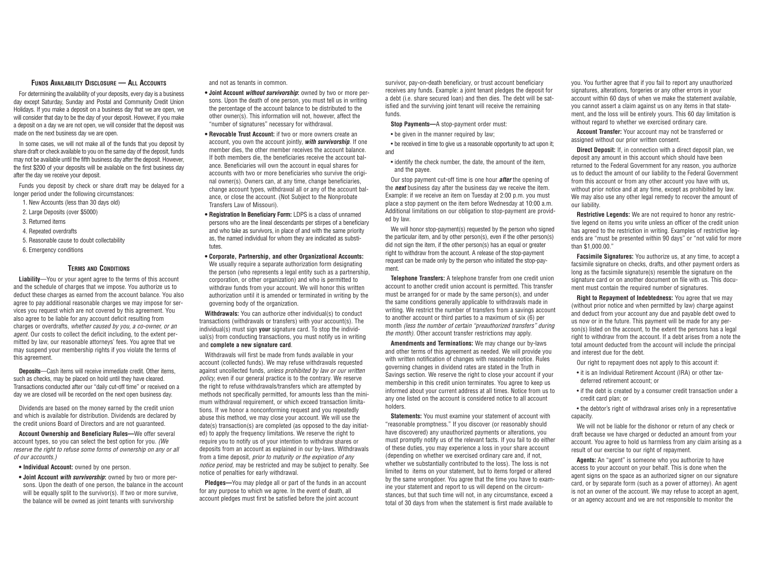## Funds Availability Disclosure — All Accounts

For determining the availability of your deposits, every day is a business day except Saturday, Sunday and Postal and Community Credit Union Holidays. If you make a deposit on a business day that we are open, we will consider that day to be the day of your deposit. However, if you make a deposit on a day we are not open, we will consider that the deposit was made on the next business day we are open.

In some cases, we will not make all of the funds that you deposit by share draft or check available to you on the same day of the deposit, funds may not be available until the fifth business day after the deposit. However, the first $200 of your deposits will be available on the first business day after the day we receive your deposit.

Funds you deposit by check or share draft may be delayed for a longer period under the following circumstances:

1. New Accounts (less than 30 days old)
2. Large Deposits (over $5000)
3. Returned items
4. Repeated overdrafts
5. Reasonable cause to doubt collectability
6. Emergency conditions

## Terms and Conditions

**Liability**—You or your agent agree to the terms of this account and the schedule of charges that we impose. You authorize us to deduct these charges as earned from the account balance. You also agree to pay additional reasonable charges we may impose for services you request which are not covered by this agreement. You also agree to be liable for any account deficit resulting from charges or overdrafts, *whether caused by you, a co-owner, or an agent.* Our costs to collect the deficit including, to the extent permitted by law, our reasonable attorneys' fees. You agree that we may suspend your membership rights if you violate the terms of this agreement.

**Deposits**—Cash items will receive immediate credit. Other items, such as checks, may be placed on hold until they have cleared. Transactions conducted after our "daily cut-off time" or received on a day we are closed will be recorded on the next open business day.

Dividends are based on the money earned by the credit union and which is available for distribution. Dividends are declared by the credit unions Board of Directors and are not guaranteed.

**Account Ownership and Beneficiary Rules—**We offer several account types, so you can select the best option for you. *(We reserve the right to refuse some forms of ownership on any or all of our accounts.)*

- **Individual Account:** owned by one person.
- **Joint Account *with survivorship*:** owned by two or more persons. Upon the death of one person, the balance in the account will be equally split to the survivor(s). If two or more survive, the balance will be owned as joint tenants with survivorship and not as tenants in common.
- **Joint Account *without survivorship*:** owned by two or more persons. Upon the death of one person, you must tell us in writing the percentage of the account balance to be distributed to the other owner(s). This information will not, however, affect the "number of signatures" necessary for withdrawal.
- **Revocable Trust Account:** if two or more owners create an account, you own the account jointly, ***with survivorship***. If one member dies, the other member receives the account balance. If both members die, the beneficiaries receive the account balance. Beneficiaries will own the account in equal shares for accounts with two or more beneficiaries who survive the original owner(s). Owners can, at any time, change beneficiaries, change account types, withdrawal all or any of the account balance, or close the account. (Not Subject to the Nonprobate Transfers Law of Missouri).
- **Registration In Beneficiary Form:** LDPS is a class of unnamed persons who are the lineal descendants per stirpes of a beneficiary and who take as survivors, in place of and with the same priority as, the named individual for whom they are indicated as substitutes.
- **Corporate, Partnership, and other Organizational Accounts:** We usually require a separate authorization form designating the person (who represents a legal entity such as a partnership, corporation, or other organization) and who is permitted to withdraw funds from your account. We will honor this written authorization until it is amended or terminated in writing by the governing body of the organization.

**Withdrawals:** You can authorize other individual(s) to conduct transactions (withdrawals or transfers) with your account(s). The individual(s) must sign **your** signature card. To stop the individual(s) from conducting transactions, you must notify us in writing and **complete a new signature card**.

Withdrawals will first be made from funds available in your account (collected funds). We may refuse withdrawals requested against uncollected funds, *unless prohibited by law or our written policy*, even if our general practice is to the contrary. We reserve the right to refuse withdrawals/transfers which are attempted by methods not specifically permitted, for amounts less than the minimum withdrawal requirement, or which exceed transaction limitations. If we honor a nonconforming request and you repeatedly abuse this method, we may close your account. We will use the date(s) transaction(s) are completed (as opposed to the day initiated) to apply the frequency limitations. We reserve the right to require you to notify us of your intention to withdraw shares or deposits from an account as explained in our by-laws. Withdrawals from a time deposit, *prior to maturity or the expiration of any notice period*, may be restricted and may be subject to penalty. See notice of penalties for early withdrawal.

**Pledges—**You may pledge all or part of the funds in an account for any purpose to which we agree. In the event of death, all account pledges must first be satisfied before the joint account survivor, pay-on-death beneficiary, or trust account beneficiary receives any funds. Example: a joint tenant pledges the deposit for a debt (i.e. share secured loan) and then dies. The debt will be satisfied and the surviving joint tenant will receive the remaining funds.

**Stop Payments—**A stop-payment order must:

- be given in the manner required by law;
- be received in time to give us a reasonable opportunity to act upon it; and
- identify the check number, the date, the amount of the item, and the payee.

Our stop payment cut-off time is one hour ***after*** the opening of the ***next*** business day after the business day we receive the item. Example: if we receive an item on Tuesday at 2:00 p.m. you must place a stop payment on the item before Wednesday at 10:00 a.m. Additional limitations on our obligation to stop-payment are provided by law.

We will honor stop-payment(s) requested by the person who signed the particular item, and by other person(s), even if the other person(s) did not sign the item, if the other person(s) has an equal or greater right to withdraw from the account. A release of the stop-payment request can be made only by the person who initiated the stop-payment.

**Telephone Transfers:** A telephone transfer from one credit union account to another credit union account is permitted. This transfer must be arranged for or made by the same person(s), and under the same conditions generally applicable to withdrawals made in writing. We restrict the number of transfers from a savings account to another account or third parties to a maximum of six (6) per month *(less the number of certain "preauthorized transfers" during the month).* Other account transfer restrictions may apply.

**Amendments and Terminations:** We may change our by-laws and other terms of this agreement as needed. We will provide you with written notification of changes with reasonable notice. Rules governing changes in dividend rates are stated in the Truth in Savings section. We reserve the right to close your account if your membership in this credit union terminates. You agree to keep us informed about your current address at all times. Notice from us to any one listed on the account is considered notice to all account holders.

**Statements:** You must examine your statement of account with "reasonable promptness." If you discover (or reasonably should have discovered) any unauthorized payments or alterations, you must promptly notify us of the relevant facts. If you fail to do either of these duties, you may experience a loss in your share account (depending on whether we exercised ordinary care and, if not, whether we substantially contributed to the loss). The loss is not limited to items on your statement, but to items forged or altered by the same wrongdoer. You agree that the time you have to examine your statement and report to us will depend on the circumstances, but that such time will not, in any circumstance, exceed a total of 30 days from when the statement is first made available to you. You further agree that if you fail to report any unauthorized signatures, alterations, forgeries or any other errors in your account within 60 days of when we make the statement available, you cannot assert a claim against us on any items in that statement, and the loss will be entirely yours. This 60 day limitation is without regard to whether we exercised ordinary care.

**Account Transfer:** Your account may not be transferred or assigned without our prior written consent.

**Direct Deposit:** If, in connection with a direct deposit plan, we deposit any amount in this account which should have been returned to the Federal Government for any reason, you authorize us to deduct the amount of our liability to the Federal Government from this account or from any other account you have with us, without prior notice and at any time, except as prohibited by law. We may also use any other legal remedy to recover the amount of our liability.

**Restrictive Legends:** We are not required to honor any restrictive legend on items you write unless an officer of the credit union has agreed to the restriction in writing. Examples of restrictive legends are "must be presented within 90 days" or "not valid for more than $1,000.00."

**Facsimile Signatures:** You authorize us, at any time, to accept a facsimile signature on checks, drafts, and other payment orders as long as the facsimile signature(s) resemble the signature on the signature card or on another document on file with us. This document must contain the required number of signatures.

**Right to Repayment of Indebtedness:** You agree that we may (without prior notice and when permitted by law) charge against and deduct from your account any due and payable debt owed to us now or in the future. This payment will be made for any person(s) listed on the account, to the extent the persons has a legal right to withdraw from the account. If a debt arises from a note the total amount deducted from the account will include the principal and interest due for the debt.

Our right to repayment does not apply to this account if:

- it is an Individual Retirement Account (IRA) or other tax-deferred retirement account; or
- if the debt is created by a consumer credit transaction under a credit card plan; or
- the debtor's right of withdrawal arises only in a representative capacity.

We will not be liable for the dishonor or return of any check or draft because we have charged or deducted an amount from your account. You agree to hold us harmless from any claim arising as a result of our exercise to our right of repayment.

**Agents:** An "agent" is someone who you authorize to have access to your account on your behalf. This is done when the agent signs on the space as an authorized signer on our signature card, or by separate form (such as a power of attorney). An agent is not an owner of the account. We may refuse to accept an agent, or an agency account and we are not responsible to monitor the